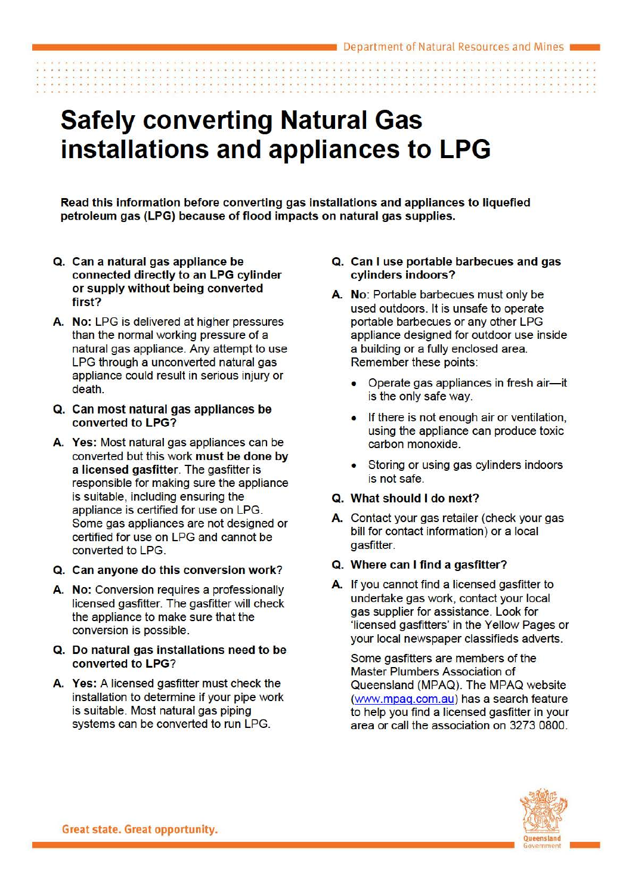# Safely converting Natural Gas installations and appliances to LPG

**Read this information before converting gas installations and appliances to liquefied petroleum gas (LPG) because of flood impacts on natural gas supplies.**

**Q. Can a natural gas appliance be connected directly to an LPG cylinder or supply without being converted first?**

**A. No:** LPG is delivered at higher pressures than the normal working pressure of a natural gas appliance. Any attempt to use LPG through a unconverted natural gas appliance could result in serious injury or death.

**Q. Can most natural gas appliances be converted to LPG?**

**A. Yes:** Most natural gas appliances can be converted but this work **must be done by a licensed gasfitter**. The gasfitter is responsible for making sure the appliance is suitable, including ensuring the appliance is certified for use on LPG. Some gas appliances are not designed or certified for use on LPG and cannot be converted to LPG.

**Q. Can anyone do this conversion work?**

**A. No:** Conversion requires a professionally licensed gasfitter. The gasfitter will check the appliance to make sure that the conversion is possible.

**Q. Do natural gas installations need to be converted to LPG?**

**A. Yes:** A licensed gasfitter must check the installation to determine if your pipe work is suitable. Most natural gas piping systems can be converted to run LPG.

**Q. Can I use portable barbecues and gas cylinders indoors?**

**A. No**: Portable barbecues must only be used outdoors. It is unsafe to operate portable barbecues or any other LPG appliance designed for outdoor use inside a building or a fully enclosed area. Remember these points:

- Operate gas appliances in fresh air—it is the only safe way.
- If there is not enough air or ventilation, using the appliance can produce toxic carbon monoxide.
- Storing or using gas cylinders indoors is not safe.

**Q. What should I do next?**

**A.** Contact your gas retailer (check your gas bill for contact information) or a local gasfitter.

**Q. Where can I find a gasfitter?**

**A.** If you cannot find a licensed gasfitter to undertake gas work, contact your local gas supplier for assistance. Look for 'licensed gasfitters' in the Yellow Pages or your local newspaper classifieds adverts.

Some gasfitters are members of the Master Plumbers Association of Queensland (MPAQ). The MPAQ website (www.mpaq.com.au) has a search feature to help you find a licensed gasfitter in your area or call the association on 3273 0800.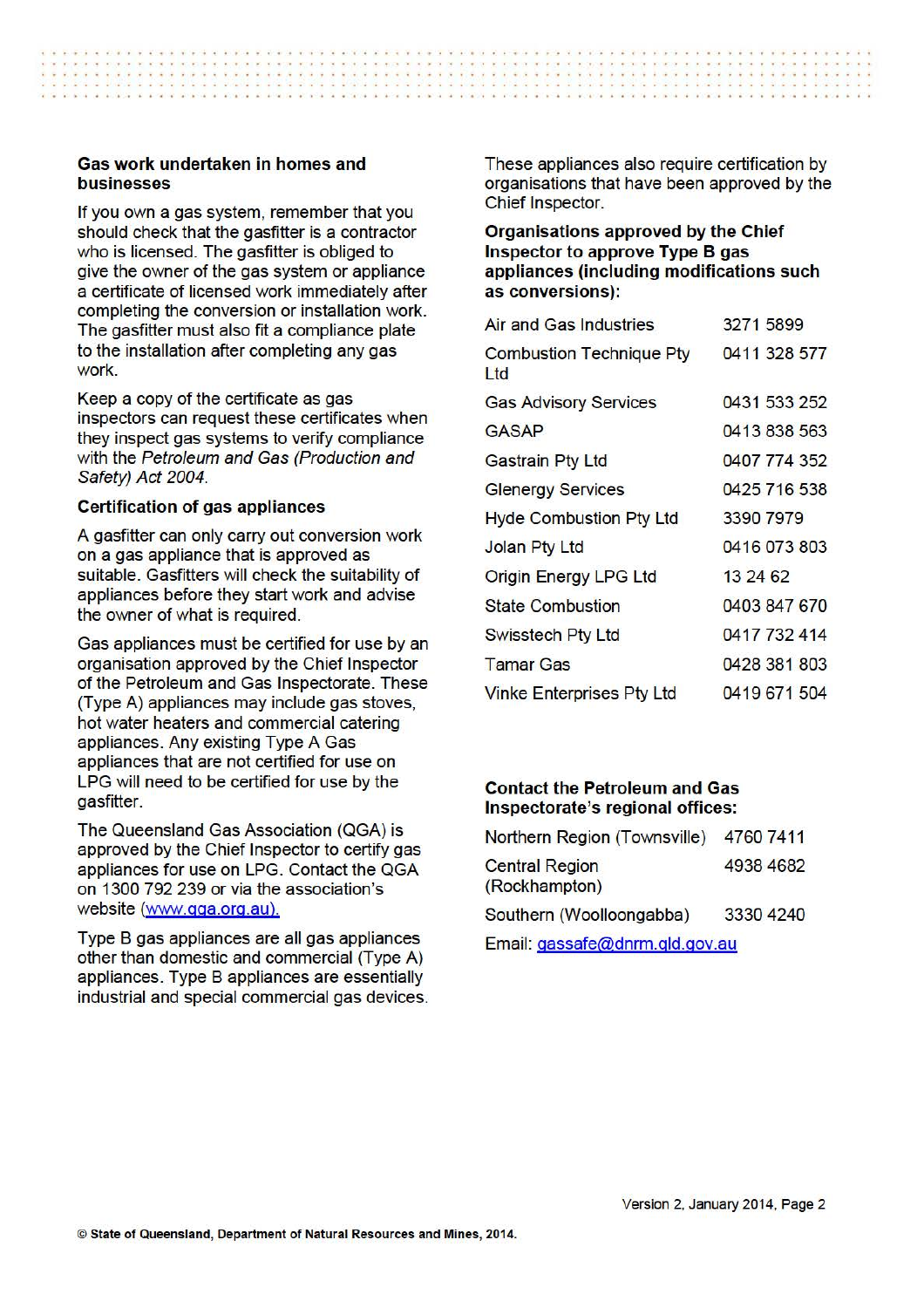### Gas work undertaken in homes and businesses

If you own a gas system, remember that you should check that the gasfitter is a contractor who is licensed. The gasfitter is obliged to give the owner of the gas system or appliance a certificate of licensed work immediately after completing the conversion or installation work. The gasfitter must also fit a compliance plate to the installation after completing any gas work.

Keep a copy of the certificate as gas inspectors can request these certificates when they inspect gas systems to verify compliance with the *Petroleum and Gas (Production and Safety) Act 2004*.

### Certification of gas appliances

A gasfitter can only carry out conversion work on a gas appliance that is approved as suitable. Gasfitters will check the suitability of appliances before they start work and advise the owner of what is required.

Gas appliances must be certified for use by an organisation approved by the Chief Inspector of the Petroleum and Gas Inspectorate. These (Type A) appliances may include gas stoves, hot water heaters and commercial catering appliances. Any existing Type A Gas appliances that are not certified for use on LPG will need to be certified for use by the gasfitter.

The Queensland Gas Association (QGA) is approved by the Chief Inspector to certify gas appliances for use on LPG. Contact the QGA on 1300 792 239 or via the association's website (www.qga.org.au).

Type B gas appliances are all gas appliances other than domestic and commercial (Type A) appliances. Type B appliances are essentially industrial and special commercial gas devices.

These appliances also require certification by organisations that have been approved by the Chief Inspector.

**Organisations approved by the Chief Inspector to approve Type B gas appliances (including modifications such as conversions):**

| | |
|---|---|
| Air and Gas Industries | 3271 5899 |
| Combustion Technique Pty Ltd | 0411 328 577 |
| Gas Advisory Services | 0431 533 252 |
| GASAP | 0413 838 563 |
| Gastrain Pty Ltd | 0407 774 352 |
| Glenergy Services | 0425 716 538 |
| Hyde Combustion Pty Ltd | 3390 7979 |
| Jolan Pty Ltd | 0416 073 803 |
| Origin Energy LPG Ltd | 13 24 62 |
| State Combustion | 0403 847 670 |
| Swisstech Pty Ltd | 0417 732 414 |
| Tamar Gas | 0428 381 803 |
| Vinke Enterprises Pty Ltd | 0419 671 504 |

**Contact the Petroleum and Gas Inspectorate's regional offices:**

| | |
|---|---|
| Northern Region (Townsville) | 4760 7411 |
| Central Region (Rockhampton) | 4938 4682 |
| Southern (Woolloongabba) | 3330 4240 |

Email: gassafe@dnrm.qld.gov.au

Version 2, January 2014

© State of Queensland, Department of Natural Resources and Mines, 2014.